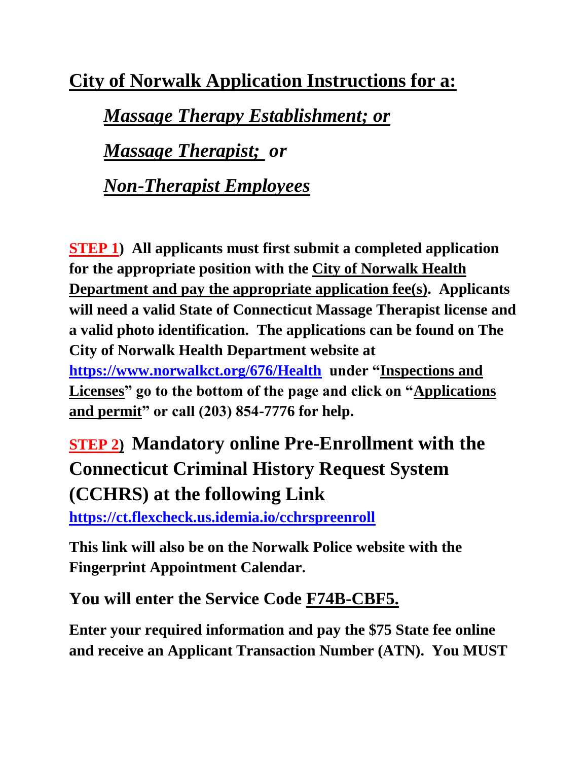## City of Norwalk Application Instructions for a:

***Massage Therapy Establishment; or***

***Massage Therapist; or***

***Non-Therapist Employees***

**STEP 1) All applicants must first submit a completed application for the appropriate position with the City of Norwalk Health Department and pay the appropriate application fee(s). Applicants will need a valid State of Connecticut Massage Therapist license and a valid photo identification. The applications can be found on The City of Norwalk Health Department website at https://www.norwalkct.org/676/Health under "Inspections and Licenses" go to the bottom of the page and click on "Applications and permit" or call (203) 854-7776 for help.**

### STEP 2) Mandatory online Pre-Enrollment with the Connecticut Criminal History Request System (CCHRS) at the following Link

**https://ct.flexcheck.us.idemia.io/cchrspreenroll**

**This link will also be on the Norwalk Police website with the Fingerprint Appointment Calendar.**

**You will enter the Service Code F74B-CBF5.**

**Enter your required information and pay the $75 State fee online and receive an Applicant Transaction Number (ATN). You MUST**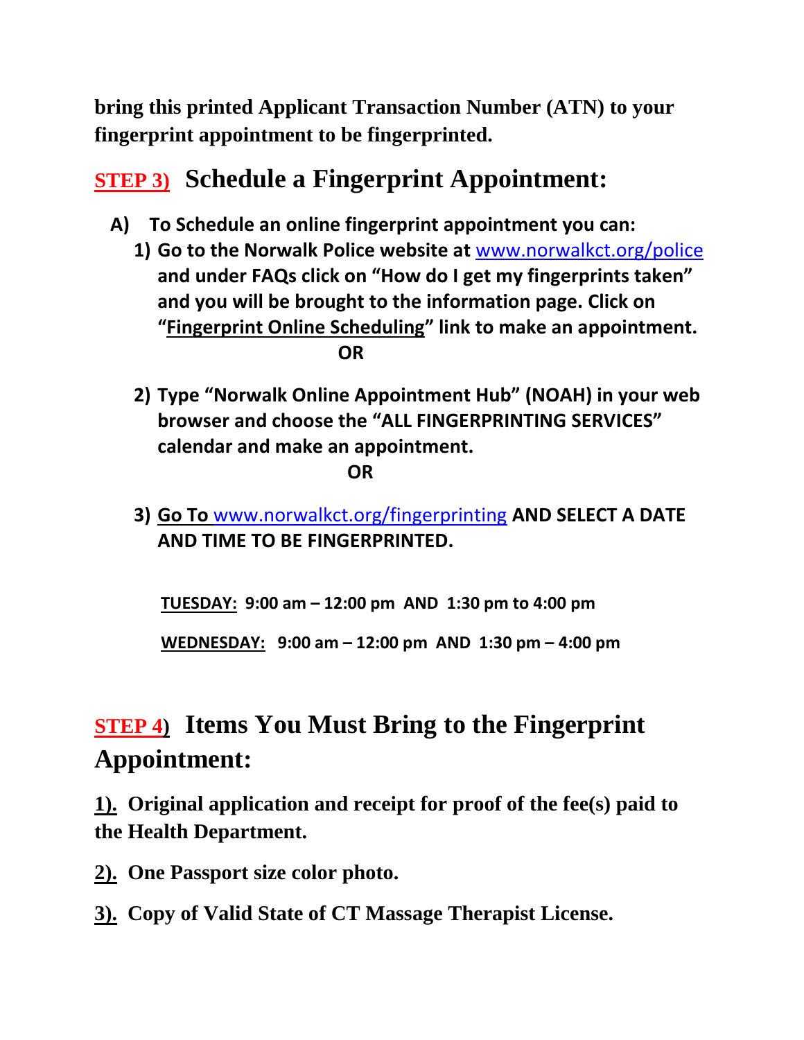**bring this printed Applicant Transaction Number (ATN) to your fingerprint appointment to be fingerprinted.**

## STEP 3) Schedule a Fingerprint Appointment:

**A) To Schedule an online fingerprint appointment you can:**

**1) Go to the Norwalk Police website at www.norwalkct.org/police and under FAQs click on "How do I get my fingerprints taken" and you will be brought to the information page. Click on "Fingerprint Online Scheduling" link to make an appointment.**

**OR**

**2) Type "Norwalk Online Appointment Hub" (NOAH) in your web browser and choose the "ALL FINGERPRINTING SERVICES" calendar and make an appointment.**

**OR**

**3) Go To www.norwalkct.org/fingerprinting AND SELECT A DATE AND TIME TO BE FINGERPRINTED.**

**TUESDAY: 9:00 am – 12:00 pm AND 1:30 pm to 4:00 pm**

**WEDNESDAY: 9:00 am – 12:00 pm AND 1:30 pm – 4:00 pm**

## STEP 4) Items You Must Bring to the Fingerprint Appointment:

**1). Original application and receipt for proof of the fee(s) paid to the Health Department.**

**2). One Passport size color photo.**

**3). Copy of Valid State of CT Massage Therapist License.**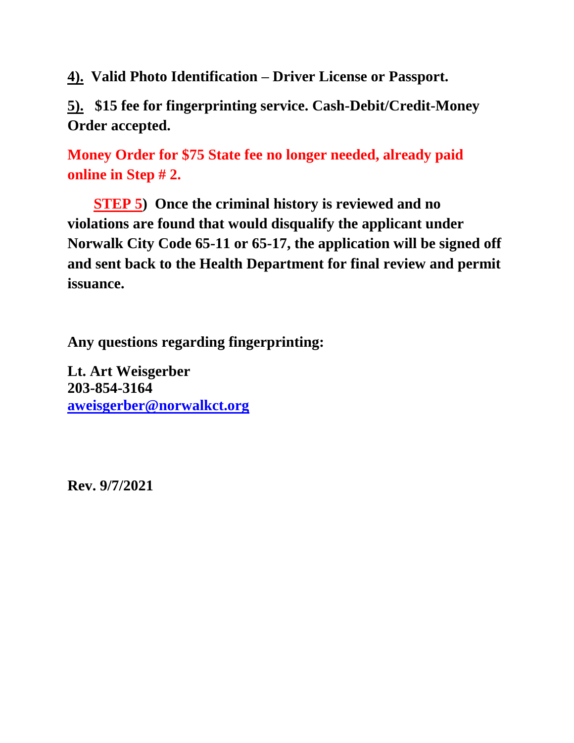**4). Valid Photo Identification – Driver License or Passport.**

**5). $15 fee for fingerprinting service. Cash-Debit/Credit-Money Order accepted.**

**Money Order for $75 State fee no longer needed, already paid online in Step # 2.**

**STEP 5) Once the criminal history is reviewed and no violations are found that would disqualify the applicant under Norwalk City Code 65-11 or 65-17, the application will be signed off and sent back to the Health Department for final review and permit issuance.**

**Any questions regarding fingerprinting:**

**Lt. Art Weisgerber**
**203-854-3164**
**aweisgerber@norwalkct.org**

**Rev. 9/7/2021**